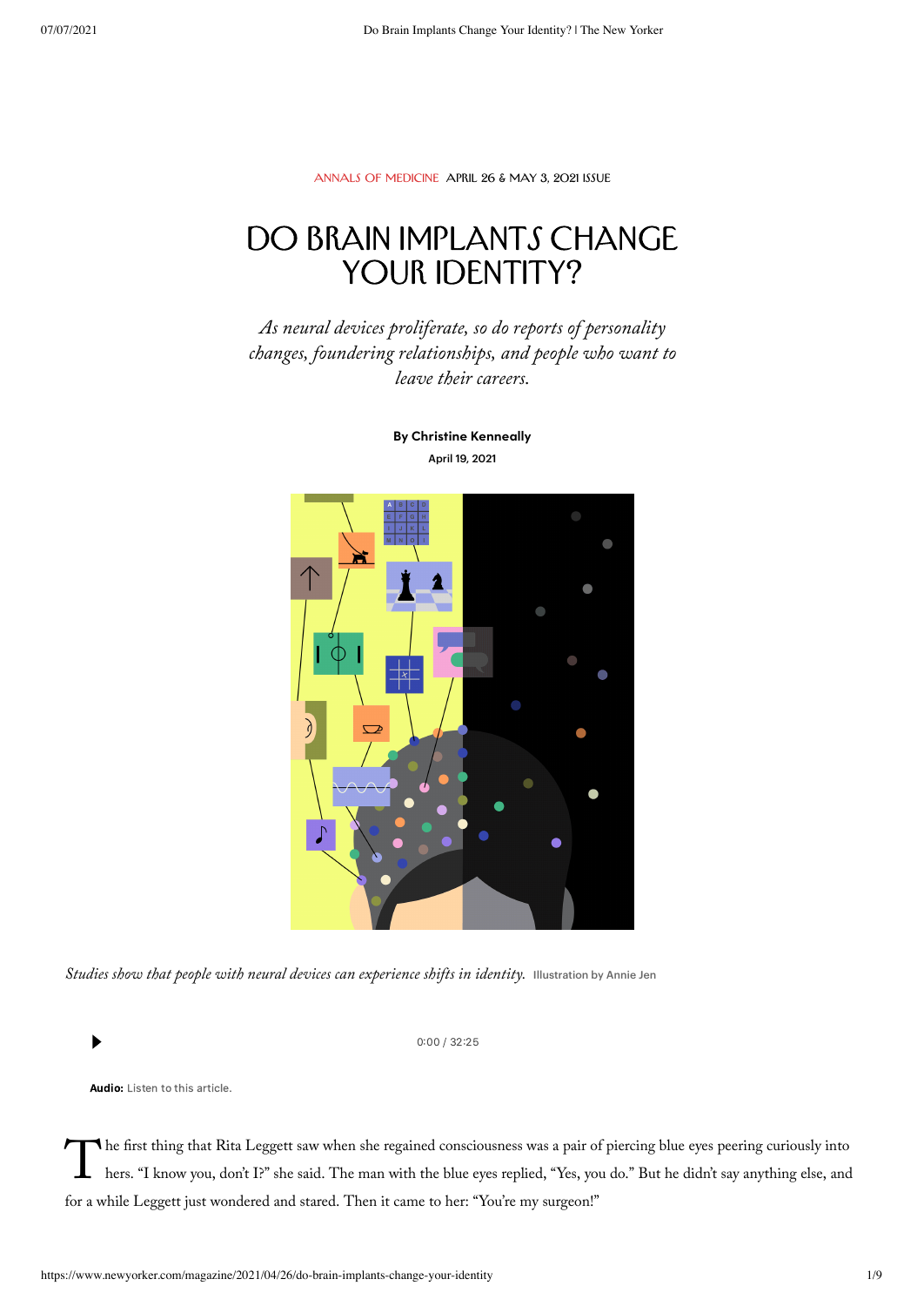ANNALS OF MEDICINE APRIL 26 & MAY 3, 2021 ISSUE

# DO BRAIN IMPLANTS CHANGE YOUR IDENTITY?

*As neural devices proliferate, so do reports of personality changes, foundering relationships, and people who want to leave their careers.*

**By Christine Kenneally**

April 19, 2021

*Studies show that people with neural devices can experience shifts in identity.* Illustration by Annie Jen

0:00 / 32:25

**Audio:** Listen to this article.

The first thing that Rita Leggett saw when she regained consciousness was a pair of piercing blue eyes peering curiously into hers. "I know you, don't I?" she said. The man with the blue eyes replied, "Yes, you do." But he didn't say anything else, and for a while Leggett just wondered and stared. Then it came to her: "You're my surgeon!"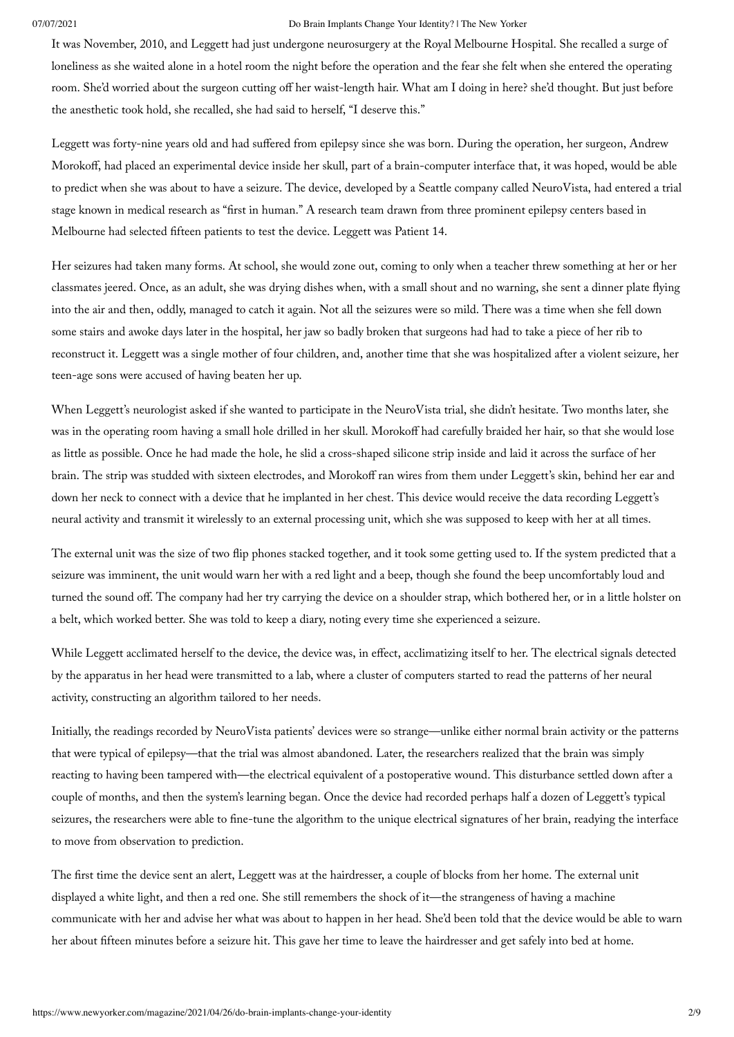It was November, 2010, and Leggett had just undergone neurosurgery at the Royal Melbourne Hospital. She recalled a surge of loneliness as she waited alone in a hotel room the night before the operation and the fear she felt when she entered the operating room. She'd worried about the surgeon cutting off her waist-length hair. What am I doing in here? she'd thought. But just before the anesthetic took hold, she recalled, she had said to herself, "I deserve this."

Leggett was forty-nine years old and had suffered from epilepsy since she was born. During the operation, her surgeon, Andrew Morokoff, had placed an experimental device inside her skull, part of a brain-computer interface that, it was hoped, would be able to predict when she was about to have a seizure. The device, developed by a Seattle company called NeuroVista, had entered a trial stage known in medical research as "first in human." A research team drawn from three prominent epilepsy centers based in Melbourne had selected fifteen patients to test the device. Leggett was Patient 14.

Her seizures had taken many forms. At school, she would zone out, coming to only when a teacher threw something at her or her classmates jeered. Once, as an adult, she was drying dishes when, with a small shout and no warning, she sent a dinner plate flying into the air and then, oddly, managed to catch it again. Not all the seizures were so mild. There was a time when she fell down some stairs and awoke days later in the hospital, her jaw so badly broken that surgeons had had to take a piece of her rib to reconstruct it. Leggett was a single mother of four children, and, another time that she was hospitalized after a violent seizure, her teen-age sons were accused of having beaten her up.

When Leggett's neurologist asked if she wanted to participate in the NeuroVista trial, she didn't hesitate. Two months later, she was in the operating room having a small hole drilled in her skull. Morokoff had carefully braided her hair, so that she would lose as little as possible. Once he had made the hole, he slid a cross-shaped silicone strip inside and laid it across the surface of her brain. The strip was studded with sixteen electrodes, and Morokoff ran wires from them under Leggett's skin, behind her ear and down her neck to connect with a device that he implanted in her chest. This device would receive the data recording Leggett's neural activity and transmit it wirelessly to an external processing unit, which she was supposed to keep with her at all times.

The external unit was the size of two flip phones stacked together, and it took some getting used to. If the system predicted that a seizure was imminent, the unit would warn her with a red light and a beep, though she found the beep uncomfortably loud and turned the sound off. The company had her try carrying the device on a shoulder strap, which bothered her, or in a little holster on a belt, which worked better. She was told to keep a diary, noting every time she experienced a seizure.

While Leggett acclimated herself to the device, the device was, in effect, acclimatizing itself to her. The electrical signals detected by the apparatus in her head were transmitted to a lab, where a cluster of computers started to read the patterns of her neural activity, constructing an algorithm tailored to her needs.

Initially, the readings recorded by NeuroVista patients' devices were so strange—unlike either normal brain activity or the patterns that were typical of epilepsy—that the trial was almost abandoned. Later, the researchers realized that the brain was simply reacting to having been tampered with—the electrical equivalent of a postoperative wound. This disturbance settled down after a couple of months, and then the system's learning began. Once the device had recorded perhaps half a dozen of Leggett's typical seizures, the researchers were able to fine-tune the algorithm to the unique electrical signatures of her brain, readying the interface to move from observation to prediction.

The first time the device sent an alert, Leggett was at the hairdresser, a couple of blocks from her home. The external unit displayed a white light, and then a red one. She still remembers the shock of it—the strangeness of having a machine communicate with her and advise her what was about to happen in her head. She'd been told that the device would be able to warn her about fifteen minutes before a seizure hit. This gave her time to leave the hairdresser and get safely into bed at home.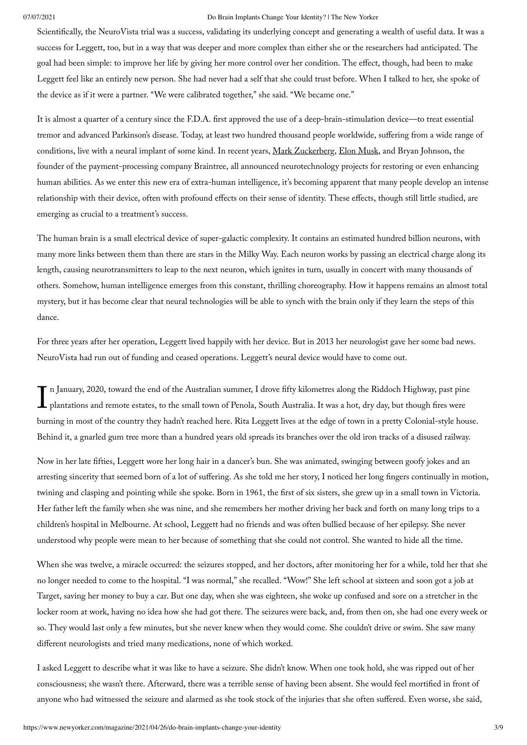Scientifically, the NeuroVista trial was a success, validating its underlying concept and generating a wealth of useful data. It was a success for Leggett, too, but in a way that was deeper and more complex than either she or the researchers had anticipated. The goal had been simple: to improve her life by giving her more control over her condition. The effect, though, had been to make Leggett feel like an entirely new person. She had never had a self that she could trust before. When I talked to her, she spoke of the device as if it were a partner. "We were calibrated together," she said. "We became one."

It is almost a quarter of a century since the F.D.A. first approved the use of a deep-brain-stimulation device—to treat essential tremor and advanced Parkinson's disease. Today, at least two hundred thousand people worldwide, suffering from a wide range of conditions, live with a neural implant of some kind. In recent years, Mark Zuckerberg, Elon Musk, and Bryan Johnson, the founder of the payment-processing company Braintree, all announced neurotechnology projects for restoring or even enhancing human abilities. As we enter this new era of extra-human intelligence, it's becoming apparent that many people develop an intense relationship with their device, often with profound effects on their sense of identity. These effects, though still little studied, are emerging as crucial to a treatment's success.

The human brain is a small electrical device of super-galactic complexity. It contains an estimated hundred billion neurons, with many more links between them than there are stars in the Milky Way. Each neuron works by passing an electrical charge along its length, causing neurotransmitters to leap to the next neuron, which ignites in turn, usually in concert with many thousands of others. Somehow, human intelligence emerges from this constant, thrilling choreography. How it happens remains an almost total mystery, but it has become clear that neural technologies will be able to synch with the brain only if they learn the steps of this dance.

For three years after her operation, Leggett lived happily with her device. But in 2013 her neurologist gave her some bad news. NeuroVista had run out of funding and ceased operations. Leggett's neural device would have to come out.

In January, 2020, toward the end of the Australian summer, I drove fifty kilometres along the Riddoch Highway, past pine plantations and remote estates, to the small town of Penola, South Australia. It was a hot, dry day, but though fires were burning in most of the country they hadn't reached here. Rita Leggett lives at the edge of town in a pretty Colonial-style house. Behind it, a gnarled gum tree more than a hundred years old spreads its branches over the old iron tracks of a disused railway.

Now in her late fifties, Leggett wore her long hair in a dancer's bun. She was animated, swinging between goofy jokes and an arresting sincerity that seemed born of a lot of suffering. As she told me her story, I noticed her long fingers continually in motion, twining and clasping and pointing while she spoke. Born in 1961, the first of six sisters, she grew up in a small town in Victoria. Her father left the family when she was nine, and she remembers her mother driving her back and forth on many long trips to a children's hospital in Melbourne. At school, Leggett had no friends and was often bullied because of her epilepsy. She never understood why people were mean to her because of something that she could not control. She wanted to hide all the time.

When she was twelve, a miracle occurred: the seizures stopped, and her doctors, after monitoring her for a while, told her that she no longer needed to come to the hospital. "I was normal," she recalled. "Wow!" She left school at sixteen and soon got a job at Target, saving her money to buy a car. But one day, when she was eighteen, she woke up confused and sore on a stretcher in the locker room at work, having no idea how she had got there. The seizures were back, and, from then on, she had one every week or so. They would last only a few minutes, but she never knew when they would come. She couldn't drive or swim. She saw many different neurologists and tried many medications, none of which worked.

I asked Leggett to describe what it was like to have a seizure. She didn't know. When one took hold, she was ripped out of her consciousness; she wasn't there. Afterward, there was a terrible sense of having been absent. She would feel mortified in front of anyone who had witnessed the seizure and alarmed as she took stock of the injuries that she often suffered. Even worse, she said,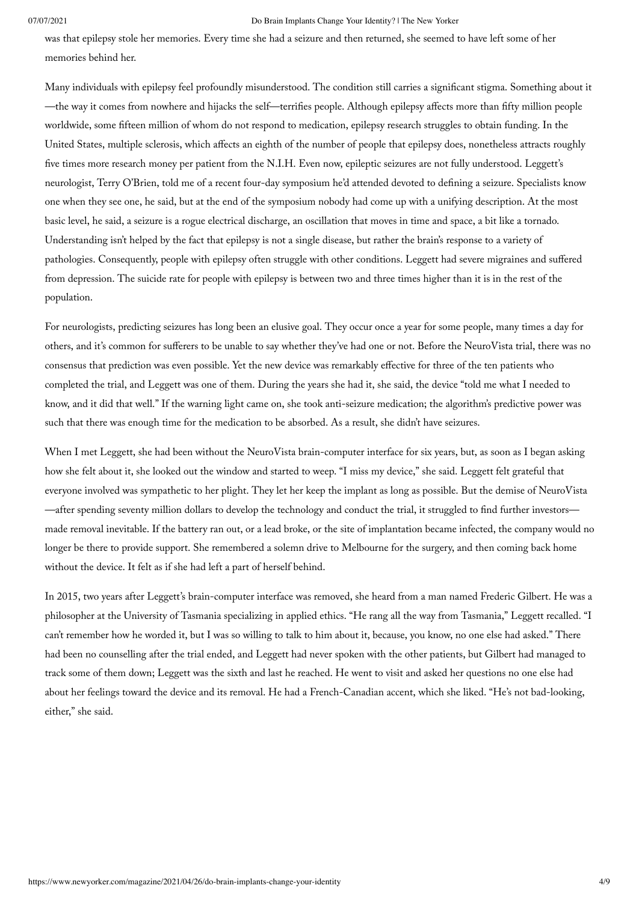was that epilepsy stole her memories. Every time she had a seizure and then returned, she seemed to have left some of her memories behind her.

Many individuals with epilepsy feel profoundly misunderstood. The condition still carries a significant stigma. Something about it —the way it comes from nowhere and hijacks the self—terrifies people. Although epilepsy affects more than fifty million people worldwide, some fifteen million of whom do not respond to medication, epilepsy research struggles to obtain funding. In the United States, multiple sclerosis, which affects an eighth of the number of people that epilepsy does, nonetheless attracts roughly five times more research money per patient from the N.I.H. Even now, epileptic seizures are not fully understood. Leggett's neurologist, Terry O'Brien, told me of a recent four-day symposium he'd attended devoted to defining a seizure. Specialists know one when they see one, he said, but at the end of the symposium nobody had come up with a unifying description. At the most basic level, he said, a seizure is a rogue electrical discharge, an oscillation that moves in time and space, a bit like a tornado. Understanding isn't helped by the fact that epilepsy is not a single disease, but rather the brain's response to a variety of pathologies. Consequently, people with epilepsy often struggle with other conditions. Leggett had severe migraines and suffered from depression. The suicide rate for people with epilepsy is between two and three times higher than it is in the rest of the population.

For neurologists, predicting seizures has long been an elusive goal. They occur once a year for some people, many times a day for others, and it's common for sufferers to be unable to say whether they've had one or not. Before the NeuroVista trial, there was no consensus that prediction was even possible. Yet the new device was remarkably effective for three of the ten patients who completed the trial, and Leggett was one of them. During the years she had it, she said, the device "told me what I needed to know, and it did that well." If the warning light came on, she took anti-seizure medication; the algorithm's predictive power was such that there was enough time for the medication to be absorbed. As a result, she didn't have seizures.

When I met Leggett, she had been without the NeuroVista brain-computer interface for six years, but, as soon as I began asking how she felt about it, she looked out the window and started to weep. "I miss my device," she said. Leggett felt grateful that everyone involved was sympathetic to her plight. They let her keep the implant as long as possible. But the demise of NeuroVista —after spending seventy million dollars to develop the technology and conduct the trial, it struggled to find further investors— made removal inevitable. If the battery ran out, or a lead broke, or the site of implantation became infected, the company would no longer be there to provide support. She remembered a solemn drive to Melbourne for the surgery, and then coming back home without the device. It felt as if she had left a part of herself behind.

In 2015, two years after Leggett's brain-computer interface was removed, she heard from a man named Frederic Gilbert. He was a philosopher at the University of Tasmania specializing in applied ethics. "He rang all the way from Tasmania," Leggett recalled. "I can't remember how he worded it, but I was so willing to talk to him about it, because, you know, no one else had asked." There had been no counselling after the trial ended, and Leggett had never spoken with the other patients, but Gilbert had managed to track some of them down; Leggett was the sixth and last he reached. He went to visit and asked her questions no one else had about her feelings toward the device and its removal. He had a French-Canadian accent, which she liked. "He's not bad-looking, either," she said.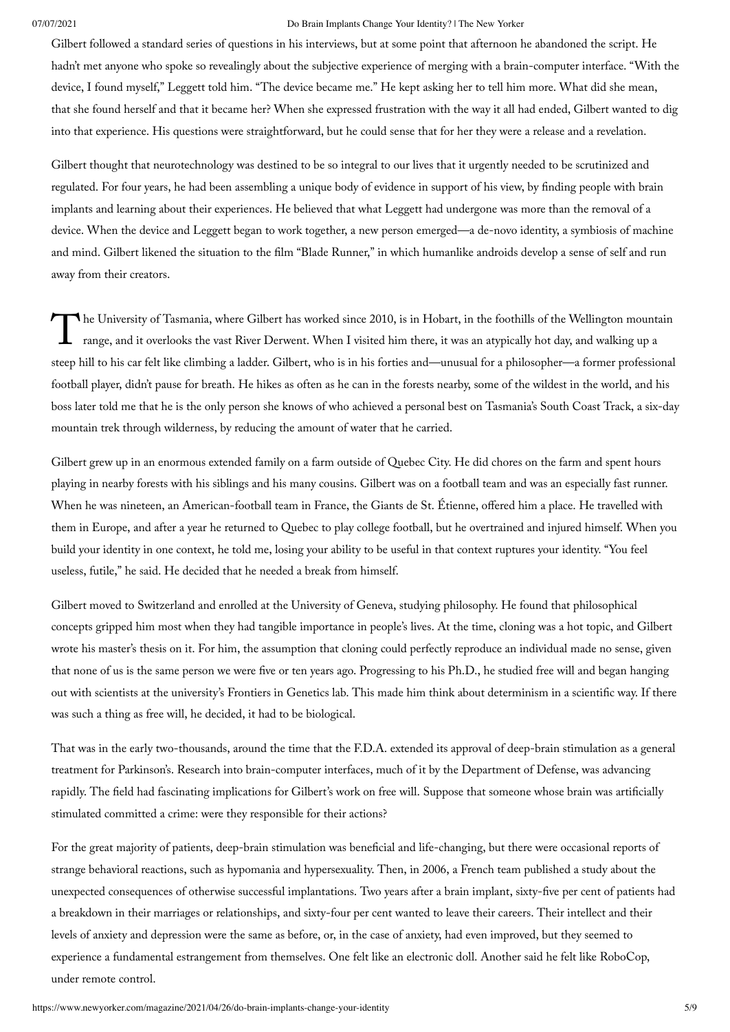Gilbert followed a standard series of questions in his interviews, but at some point that afternoon he abandoned the script. He hadn't met anyone who spoke so revealingly about the subjective experience of merging with a brain-computer interface. "With the device, I found myself," Leggett told him. "The device became me." He kept asking her to tell him more. What did she mean, that she found herself and that it became her? When she expressed frustration with the way it all had ended, Gilbert wanted to dig into that experience. His questions were straightforward, but he could sense that for her they were a release and a revelation.

Gilbert thought that neurotechnology was destined to be so integral to our lives that it urgently needed to be scrutinized and regulated. For four years, he had been assembling a unique body of evidence in support of his view, by finding people with brain implants and learning about their experiences. He believed that what Leggett had undergone was more than the removal of a device. When the device and Leggett began to work together, a new person emerged—a de-novo identity, a symbiosis of machine and mind. Gilbert likened the situation to the film "Blade Runner," in which humanlike androids develop a sense of self and run away from their creators.

The University of Tasmania, where Gilbert has worked since 2010, is in Hobart, in the foothills of the Wellington mountain range, and it overlooks the vast River Derwent. When I visited him there, it was an atypically hot day, and walking up a steep hill to his car felt like climbing a ladder. Gilbert, who is in his forties and—unusual for a philosopher—a former professional football player, didn't pause for breath. He hikes as often as he can in the forests nearby, some of the wildest in the world, and his boss later told me that he is the only person she knows of who achieved a personal best on Tasmania's South Coast Track, a six-day mountain trek through wilderness, by reducing the amount of water that he carried.

Gilbert grew up in an enormous extended family on a farm outside of Quebec City. He did chores on the farm and spent hours playing in nearby forests with his siblings and his many cousins. Gilbert was on a football team and was an especially fast runner. When he was nineteen, an American-football team in France, the Giants de St. Étienne, offered him a place. He travelled with them in Europe, and after a year he returned to Quebec to play college football, but he overtrained and injured himself. When you build your identity in one context, he told me, losing your ability to be useful in that context ruptures your identity. "You feel useless, futile," he said. He decided that he needed a break from himself.

Gilbert moved to Switzerland and enrolled at the University of Geneva, studying philosophy. He found that philosophical concepts gripped him most when they had tangible importance in people's lives. At the time, cloning was a hot topic, and Gilbert wrote his master's thesis on it. For him, the assumption that cloning could perfectly reproduce an individual made no sense, given that none of us is the same person we were five or ten years ago. Progressing to his Ph.D., he studied free will and began hanging out with scientists at the university's Frontiers in Genetics lab. This made him think about determinism in a scientific way. If there was such a thing as free will, he decided, it had to be biological.

That was in the early two-thousands, around the time that the F.D.A. extended its approval of deep-brain stimulation as a general treatment for Parkinson's. Research into brain-computer interfaces, much of it by the Department of Defense, was advancing rapidly. The field had fascinating implications for Gilbert's work on free will. Suppose that someone whose brain was artificially stimulated committed a crime: were they responsible for their actions?

For the great majority of patients, deep-brain stimulation was beneficial and life-changing, but there were occasional reports of strange behavioral reactions, such as hypomania and hypersexuality. Then, in 2006, a French team published a study about the unexpected consequences of otherwise successful implantations. Two years after a brain implant, sixty-five per cent of patients had a breakdown in their marriages or relationships, and sixty-four per cent wanted to leave their careers. Their intellect and their levels of anxiety and depression were the same as before, or, in the case of anxiety, had even improved, but they seemed to experience a fundamental estrangement from themselves. One felt like an electronic doll. Another said he felt like RoboCop, under remote control.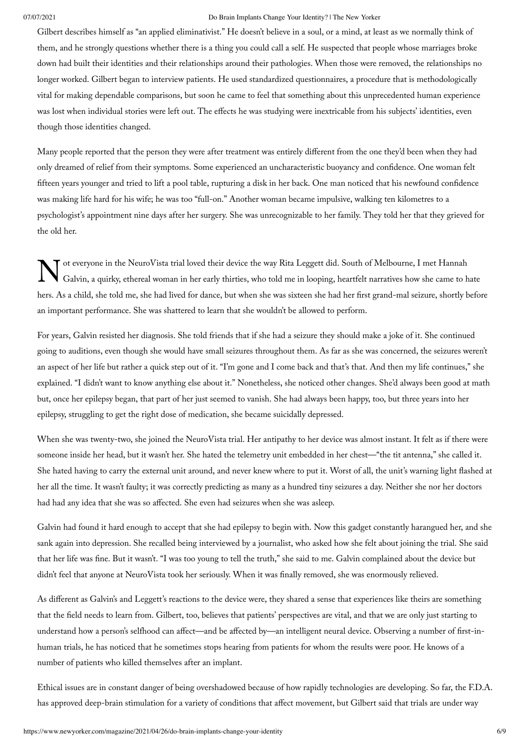Gilbert describes himself as "an applied eliminativist." He doesn't believe in a soul, or a mind, at least as we normally think of them, and he strongly questions whether there is a thing you could call a self. He suspected that people whose marriages broke down had built their identities and their relationships around their pathologies. When those were removed, the relationships no longer worked. Gilbert began to interview patients. He used standardized questionnaires, a procedure that is methodologically vital for making dependable comparisons, but soon he came to feel that something about this unprecedented human experience was lost when individual stories were left out. The effects he was studying were inextricable from his subjects' identities, even though those identities changed.

Many people reported that the person they were after treatment was entirely different from the one they'd been when they had only dreamed of relief from their symptoms. Some experienced an uncharacteristic buoyancy and confidence. One woman felt fifteen years younger and tried to lift a pool table, rupturing a disk in her back. One man noticed that his newfound confidence was making life hard for his wife; he was too "full-on." Another woman became impulsive, walking ten kilometres to a psychologist's appointment nine days after her surgery. She was unrecognizable to her family. They told her that they grieved for the old her.

Not everyone in the NeuroVista trial loved their device the way Rita Leggett did. South of Melbourne, I met Hannah Galvin, a quirky, ethereal woman in her early thirties, who told me in looping, heartfelt narratives how she came to hate hers. As a child, she told me, she had lived for dance, but when she was sixteen she had her first grand-mal seizure, shortly before an important performance. She was shattered to learn that she wouldn't be allowed to perform.

For years, Galvin resisted her diagnosis. She told friends that if she had a seizure they should make a joke of it. She continued going to auditions, even though she would have small seizures throughout them. As far as she was concerned, the seizures weren't an aspect of her life but rather a quick step out of it. "I'm gone and I come back and that's that. And then my life continues," she explained. "I didn't want to know anything else about it." Nonetheless, she noticed other changes. She'd always been good at math but, once her epilepsy began, that part of her just seemed to vanish. She had always been happy, too, but three years into her epilepsy, struggling to get the right dose of medication, she became suicidally depressed.

When she was twenty-two, she joined the NeuroVista trial. Her antipathy to her device was almost instant. It felt as if there were someone inside her head, but it wasn't her. She hated the telemetry unit embedded in her chest—"the tit antenna," she called it. She hated having to carry the external unit around, and never knew where to put it. Worst of all, the unit's warning light flashed at her all the time. It wasn't faulty; it was correctly predicting as many as a hundred tiny seizures a day. Neither she nor her doctors had had any idea that she was so affected. She even had seizures when she was asleep.

Galvin had found it hard enough to accept that she had epilepsy to begin with. Now this gadget constantly harangued her, and she sank again into depression. She recalled being interviewed by a journalist, who asked how she felt about joining the trial. She said that her life was fine. But it wasn't. "I was too young to tell the truth," she said to me. Galvin complained about the device but didn't feel that anyone at NeuroVista took her seriously. When it was finally removed, she was enormously relieved.

As different as Galvin's and Leggett's reactions to the device were, they shared a sense that experiences like theirs are something that the field needs to learn from. Gilbert, too, believes that patients' perspectives are vital, and that we are only just starting to understand how a person's selfhood can affect—and be affected by—an intelligent neural device. Observing a number of first-in-human trials, he has noticed that he sometimes stops hearing from patients for whom the results were poor. He knows of a number of patients who killed themselves after an implant.

Ethical issues are in constant danger of being overshadowed because of how rapidly technologies are developing. So far, the F.D.A. has approved deep-brain stimulation for a variety of conditions that affect movement, but Gilbert said that trials are under way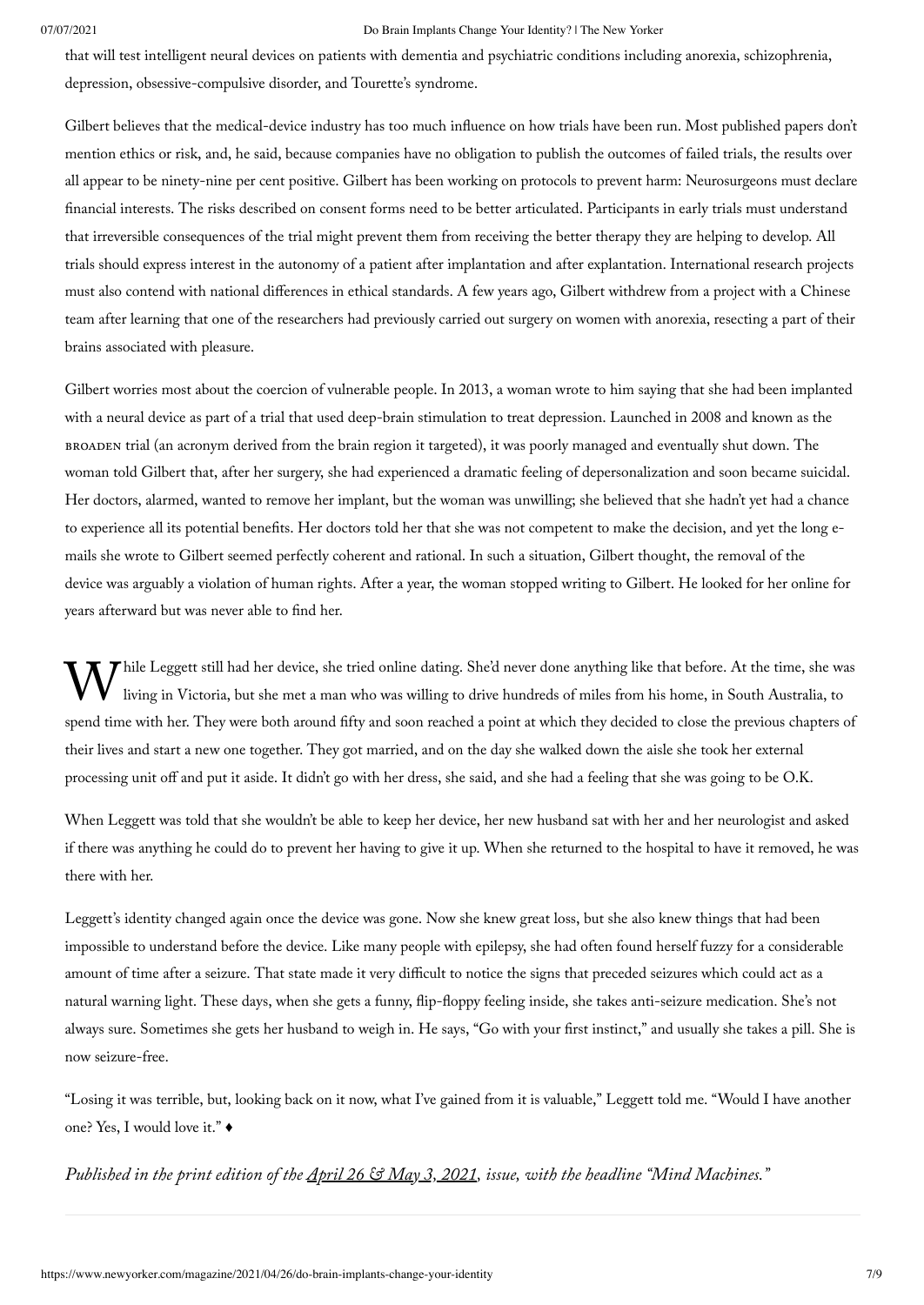that will test intelligent neural devices on patients with dementia and psychiatric conditions including anorexia, schizophrenia, depression, obsessive-compulsive disorder, and Tourette's syndrome.

Gilbert believes that the medical-device industry has too much influence on how trials have been run. Most published papers don't mention ethics or risk, and, he said, because companies have no obligation to publish the outcomes of failed trials, the results over all appear to be ninety-nine per cent positive. Gilbert has been working on protocols to prevent harm: Neurosurgeons must declare financial interests. The risks described on consent forms need to be better articulated. Participants in early trials must understand that irreversible consequences of the trial might prevent them from receiving the better therapy they are helping to develop. All trials should express interest in the autonomy of a patient after implantation and after explantation. International research projects must also contend with national differences in ethical standards. A few years ago, Gilbert withdrew from a project with a Chinese team after learning that one of the researchers had previously carried out surgery on women with anorexia, resecting a part of their brains associated with pleasure.

Gilbert worries most about the coercion of vulnerable people. In 2013, a woman wrote to him saying that she had been implanted with a neural device as part of a trial that used deep-brain stimulation to treat depression. Launched in 2008 and known as the BROADEN trial (an acronym derived from the brain region it targeted), it was poorly managed and eventually shut down. The woman told Gilbert that, after her surgery, she had experienced a dramatic feeling of depersonalization and soon became suicidal. Her doctors, alarmed, wanted to remove her implant, but the woman was unwilling; she believed that she hadn't yet had a chance to experience all its potential benefits. Her doctors told her that she was not competent to make the decision, and yet the long e-mails she wrote to Gilbert seemed perfectly coherent and rational. In such a situation, Gilbert thought, the removal of the device was arguably a violation of human rights. After a year, the woman stopped writing to Gilbert. He looked for her online for years afterward but was never able to find her.

While Leggett still had her device, she tried online dating. She'd never done anything like that before. At the time, she was living in Victoria, but she met a man who was willing to drive hundreds of miles from his home, in South Australia, to spend time with her. They were both around fifty and soon reached a point at which they decided to close the previous chapters of their lives and start a new one together. They got married, and on the day she walked down the aisle she took her external processing unit off and put it aside. It didn't go with her dress, she said, and she had a feeling that she was going to be O.K.

When Leggett was told that she wouldn't be able to keep her device, her new husband sat with her and her neurologist and asked if there was anything he could do to prevent her having to give it up. When she returned to the hospital to have it removed, he was there with her.

Leggett's identity changed again once the device was gone. Now she knew great loss, but she also knew things that had been impossible to understand before the device. Like many people with epilepsy, she had often found herself fuzzy for a considerable amount of time after a seizure. That state made it very difficult to notice the signs that preceded seizures which could act as a natural warning light. These days, when she gets a funny, flip-floppy feeling inside, she takes anti-seizure medication. She's not always sure. Sometimes she gets her husband to weigh in. He says, "Go with your first instinct," and usually she takes a pill. She is now seizure-free.

"Losing it was terrible, but, looking back on it now, what I've gained from it is valuable," Leggett told me. "Would I have another one? Yes, I would love it." ♦

*Published in the print edition of the April 26 & May 3, 2021, issue, with the headline "Mind Machines."*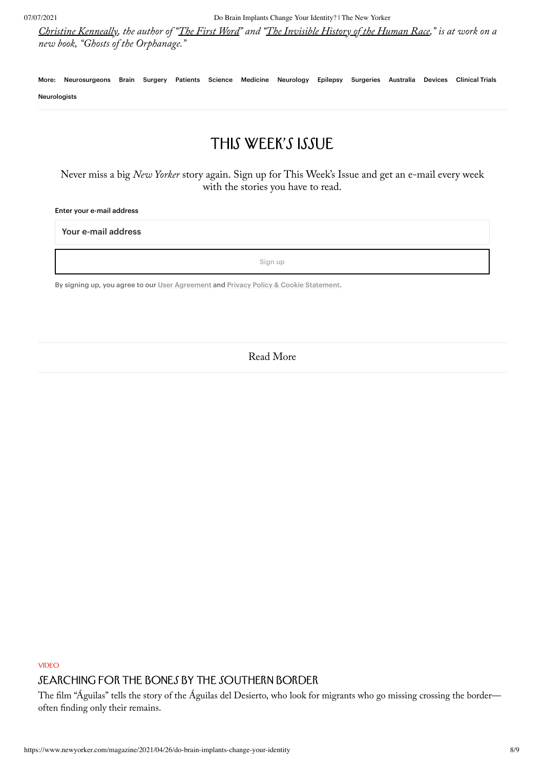*[Christine Kenneally](#), the author of "[The First Word](#)" and "[The Invisible History of the Human Race](#)," is at work on a new book, "Ghosts of the Orphanage."*

More: Neurosurgeons Brain Surgery Patients Science Medicine Neurology Epilepsy Surgeries Australia Devices Clinical Trials Neurologists

## THIS WEEK'S ISSUE

Never miss a big *New Yorker* story again. Sign up for This Week's Issue and get an e-mail every week with the stories you have to read.

Enter your e-mail address

Your e-mail address

Sign up

By signing up, you agree to our User Agreement and Privacy Policy & Cookie Statement.

Read More

VIDEO

### SEARCHING FOR THE BONES BY THE SOUTHERN BORDER

The film "Águilas" tells the story of the Águilas del Desierto, who look for migrants who go missing crossing the border—often finding only their remains.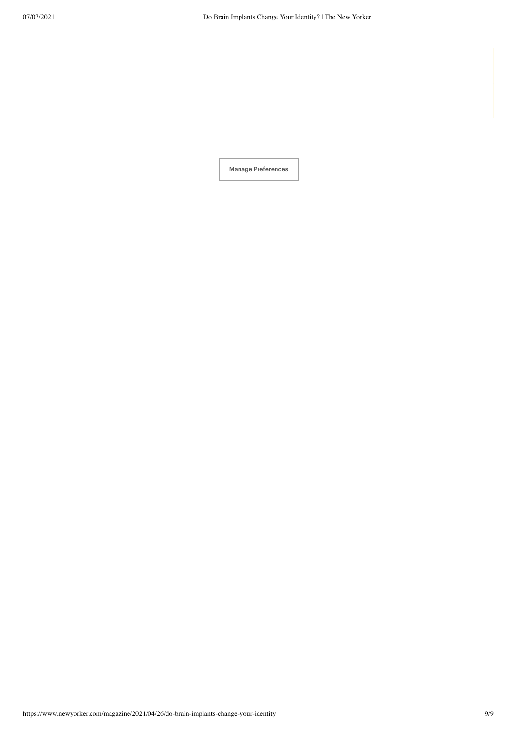Manage Preferences